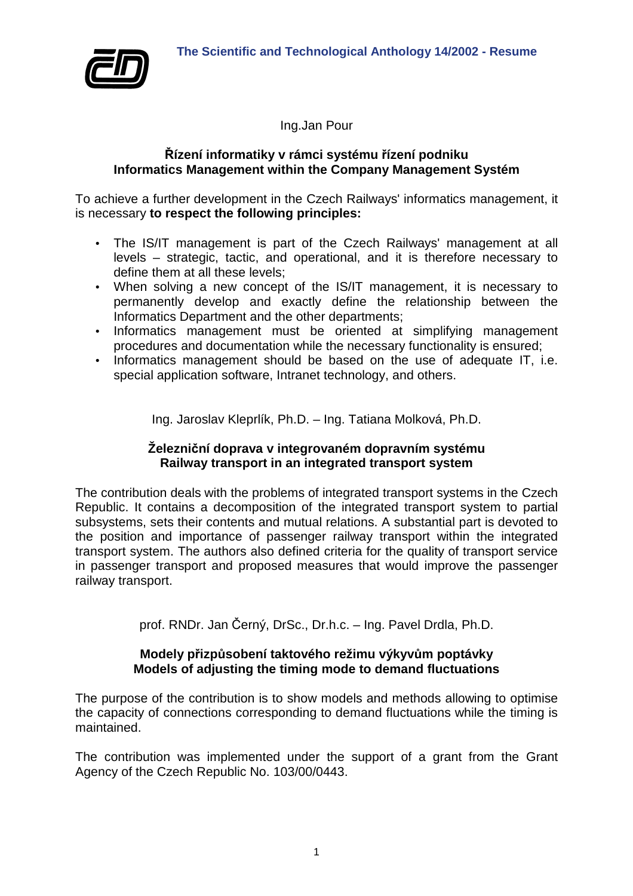# The Scientific and Technological Anthology 14/2002 - Resume

Ing.Jan Pour

## Řízení informatiky v rámci systému řízení podniku
## Informatics Management within the Company Management Systém

To achieve a further development in the Czech Railways' informatics management, it is necessary **to respect the following principles:**

- The IS/IT management is part of the Czech Railways' management at all levels – strategic, tactic, and operational, and it is therefore necessary to define them at all these levels;
- When solving a new concept of the IS/IT management, it is necessary to permanently develop and exactly define the relationship between the Informatics Department and the other departments;
- Informatics management must be oriented at simplifying management procedures and documentation while the necessary functionality is ensured;
- Informatics management should be based on the use of adequate IT, i.e. special application software, Intranet technology, and others.

Ing. Jaroslav Kleprlík, Ph.D. – Ing. Tatiana Molková, Ph.D.

## Železniční doprava v integrovaném dopravním systému
## Railway transport in an integrated transport system

The contribution deals with the problems of integrated transport systems in the Czech Republic. It contains a decomposition of the integrated transport system to partial subsystems, sets their contents and mutual relations. A substantial part is devoted to the position and importance of passenger railway transport within the integrated transport system. The authors also defined criteria for the quality of transport service in passenger transport and proposed measures that would improve the passenger railway transport.

prof. RNDr. Jan Černý, DrSc., Dr.h.c. – Ing. Pavel Drdla, Ph.D.

## Modely přizpůsobení taktového režimu výkyvům poptávky
## Models of adjusting the timing mode to demand fluctuations

The purpose of the contribution is to show models and methods allowing to optimise the capacity of connections corresponding to demand fluctuations while the timing is maintained.

The contribution was implemented under the support of a grant from the Grant Agency of the Czech Republic No. 103/00/0443.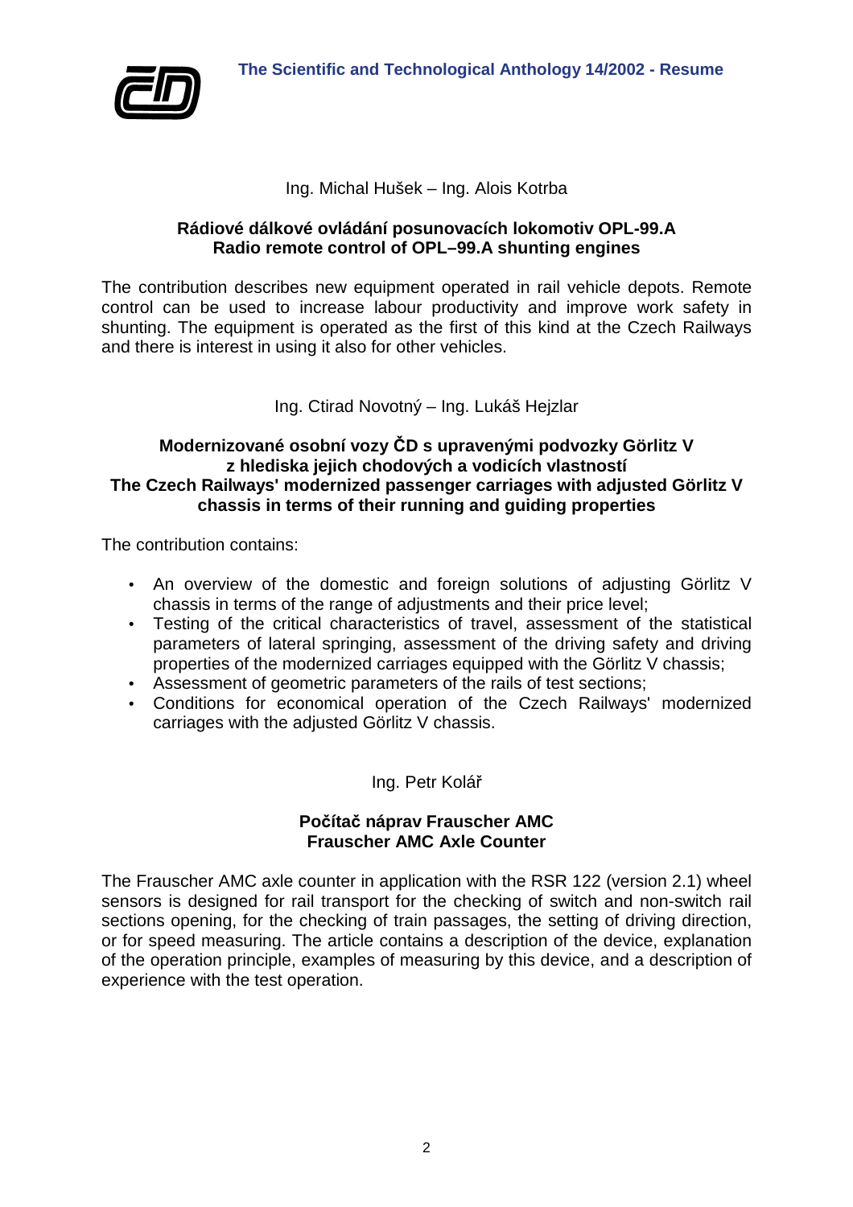Ing. Michal Hušek – Ing. Alois Kotrba

**Rádiové dálkové ovládání posunovacích lokomotiv OPL-99.A**
**Radio remote control of OPL–99.A shunting engines**

The contribution describes new equipment operated in rail vehicle depots. Remote control can be used to increase labour productivity and improve work safety in shunting. The equipment is operated as the first of this kind at the Czech Railways and there is interest in using it also for other vehicles.

Ing. Ctirad Novotný – Ing. Lukáš Hejzlar

**Modernizované osobní vozy ČD s upravenými podvozky Görlitz V z hlediska jejich chodových a vodicích vlastností**
**The Czech Railways' modernized passenger carriages with adjusted Görlitz V chassis in terms of their running and guiding properties**

The contribution contains:

- An overview of the domestic and foreign solutions of adjusting Görlitz V chassis in terms of the range of adjustments and their price level;
- Testing of the critical characteristics of travel, assessment of the statistical parameters of lateral springing, assessment of the driving safety and driving properties of the modernized carriages equipped with the Görlitz V chassis;
- Assessment of geometric parameters of the rails of test sections;
- Conditions for economical operation of the Czech Railways' modernized carriages with the adjusted Görlitz V chassis.

Ing. Petr Kolář

**Počítač náprav Frauscher AMC**
**Frauscher AMC Axle Counter**

The Frauscher AMC axle counter in application with the RSR 122 (version 2.1) wheel sensors is designed for rail transport for the checking of switch and non-switch rail sections opening, for the checking of train passages, the setting of driving direction, or for speed measuring. The article contains a description of the device, explanation of the operation principle, examples of measuring by this device, and a description of experience with the test operation.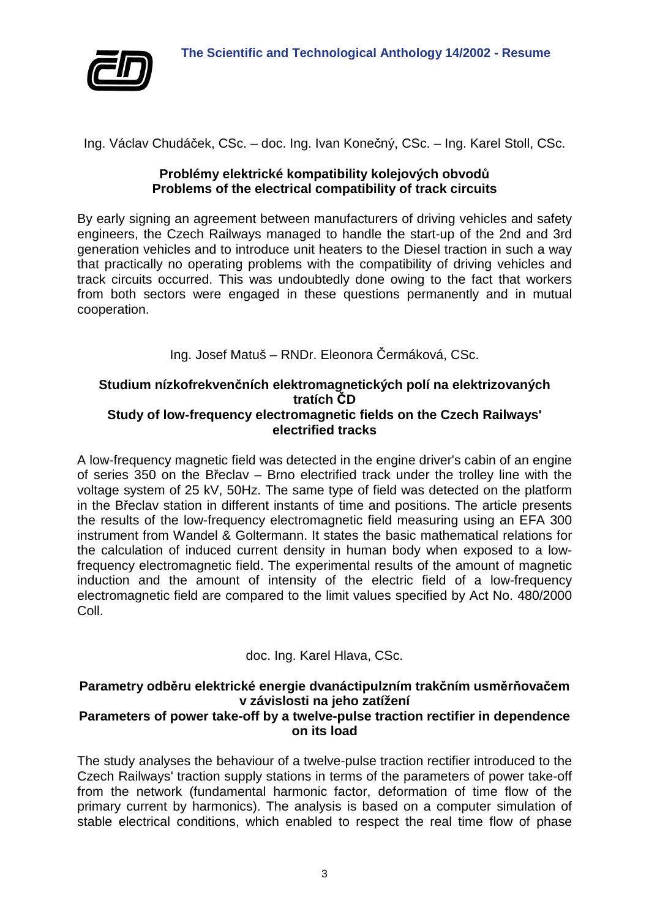Ing. Václav Chudáček, CSc. – doc. Ing. Ivan Konečný, CSc. – Ing. Karel Stoll, CSc.

### Problémy elektrické kompatibility kolejových obvodů
### Problems of the electrical compatibility of track circuits

By early signing an agreement between manufacturers of driving vehicles and safety engineers, the Czech Railways managed to handle the start-up of the 2nd and 3rd generation vehicles and to introduce unit heaters to the Diesel traction in such a way that practically no operating problems with the compatibility of driving vehicles and track circuits occurred. This was undoubtedly done owing to the fact that workers from both sectors were engaged in these questions permanently and in mutual cooperation.

Ing. Josef Matuš – RNDr. Eleonora Čermáková, CSc.

### Studium nízkofrekvenčních elektromagnetických polí na elektrizovaných tratích ČD
### Study of low-frequency electromagnetic fields on the Czech Railways' electrified tracks

A low-frequency magnetic field was detected in the engine driver's cabin of an engine of series 350 on the Břeclav – Brno electrified track under the trolley line with the voltage system of 25 kV, 50Hz. The same type of field was detected on the platform in the Břeclav station in different instants of time and positions. The article presents the results of the low-frequency electromagnetic field measuring using an EFA 300 instrument from Wandel & Goltermann. It states the basic mathematical relations for the calculation of induced current density in human body when exposed to a low-frequency electromagnetic field. The experimental results of the amount of magnetic induction and the amount of intensity of the electric field of a low-frequency electromagnetic field are compared to the limit values specified by Act No. 480/2000 Coll.

doc. Ing. Karel Hlava, CSc.

### Parametry odběru elektrické energie dvanáctipulzním trakčním usměrňovačem v závislosti na jeho zatížení
### Parameters of power take-off by a twelve-pulse traction rectifier in dependence on its load

The study analyses the behaviour of a twelve-pulse traction rectifier introduced to the Czech Railways' traction supply stations in terms of the parameters of power take-off from the network (fundamental harmonic factor, deformation of time flow of the primary current by harmonics). The analysis is based on a computer simulation of stable electrical conditions, which enabled to respect the real time flow of phase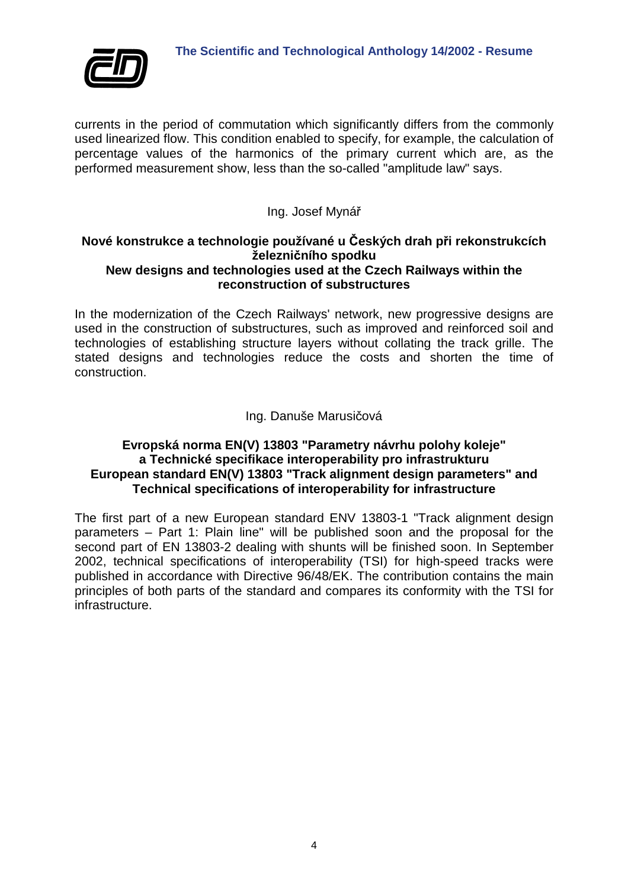currents in the period of commutation which significantly differs from the commonly used linearized flow. This condition enabled to specify, for example, the calculation of percentage values of the harmonics of the primary current which are, as the performed measurement show, less than the so-called "amplitude law" says.

Ing. Josef Mynář

**Nové konstrukce a technologie používané u Českých drah při rekonstrukcích železničního spodku**
**New designs and technologies used at the Czech Railways within the reconstruction of substructures**

In the modernization of the Czech Railways' network, new progressive designs are used in the construction of substructures, such as improved and reinforced soil and technologies of establishing structure layers without collating the track grille. The stated designs and technologies reduce the costs and shorten the time of construction.

Ing. Danuše Marusičová

**Evropská norma EN(V) 13803 "Parametry návrhu polohy koleje" a Technické specifikace interoperability pro infrastrukturu**
**European standard EN(V) 13803 "Track alignment design parameters" and Technical specifications of interoperability for infrastructure**

The first part of a new European standard ENV 13803-1 "Track alignment design parameters – Part 1: Plain line" will be published soon and the proposal for the second part of EN 13803-2 dealing with shunts will be finished soon. In September 2002, technical specifications of interoperability (TSI) for high-speed tracks were published in accordance with Directive 96/48/EK. The contribution contains the main principles of both parts of the standard and compares its conformity with the TSI for infrastructure.